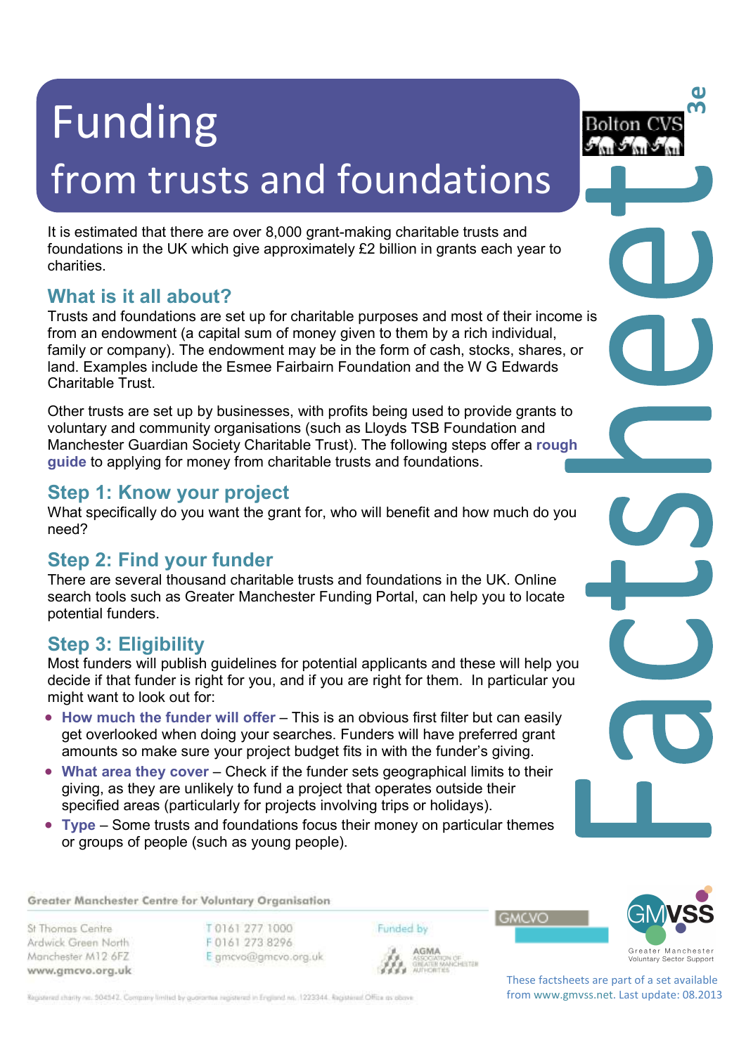# Funding
## from trusts and foundations

It is estimated that there are over 8,000 grant-making charitable trusts and foundations in the UK which give approximately £2 billion in grants each year to charities.

## What is it all about?

Trusts and foundations are set up for charitable purposes and most of their income is from an endowment (a capital sum of money given to them by a rich individual, family or company). The endowment may be in the form of cash, stocks, shares, or land. Examples include the Esmee Fairbairn Foundation and the W G Edwards Charitable Trust.

Other trusts are set up by businesses, with profits being used to provide grants to voluntary and community organisations (such as Lloyds TSB Foundation and Manchester Guardian Society Charitable Trust). The following steps offer a **rough guide** to applying for money from charitable trusts and foundations.

## Step 1: Know your project

What specifically do you want the grant for, who will benefit and how much do you need?

## Step 2: Find your funder

There are several thousand charitable trusts and foundations in the UK. Online search tools such as Greater Manchester Funding Portal, can help you to locate potential funders.

## Step 3: Eligibility

Most funders will publish guidelines for potential applicants and these will help you decide if that funder is right for you, and if you are right for them. In particular you might want to look out for:

- **How much the funder will offer** – This is an obvious first filter but can easily get overlooked when doing your searches. Funders will have preferred grant amounts so make sure your project budget fits in with the funder's giving.
- **What area they cover** – Check if the funder sets geographical limits to their giving, as they are unlikely to fund a project that operates outside their specified areas (particularly for projects involving trips or holidays).
- **Type** – Some trusts and foundations focus their money on particular themes or groups of people (such as young people).

Greater Manchester Centre for Voluntary Organisation

St Thomas Centre
Ardwick Green North
Manchester M12 6FZ
www.gmcvo.org.uk

T 0161 277 1000
F 0161 273 8296
E gmcvo@gmcvo.org.uk

Funded by AGMA Association of Greater Manchester Authorities

Registered charity no. 504542. Company limited by guarantee registered in England no. 1223344. Registered Office as above

These factsheets are part of a set available from www.gmvss.net. Last update: 08.2013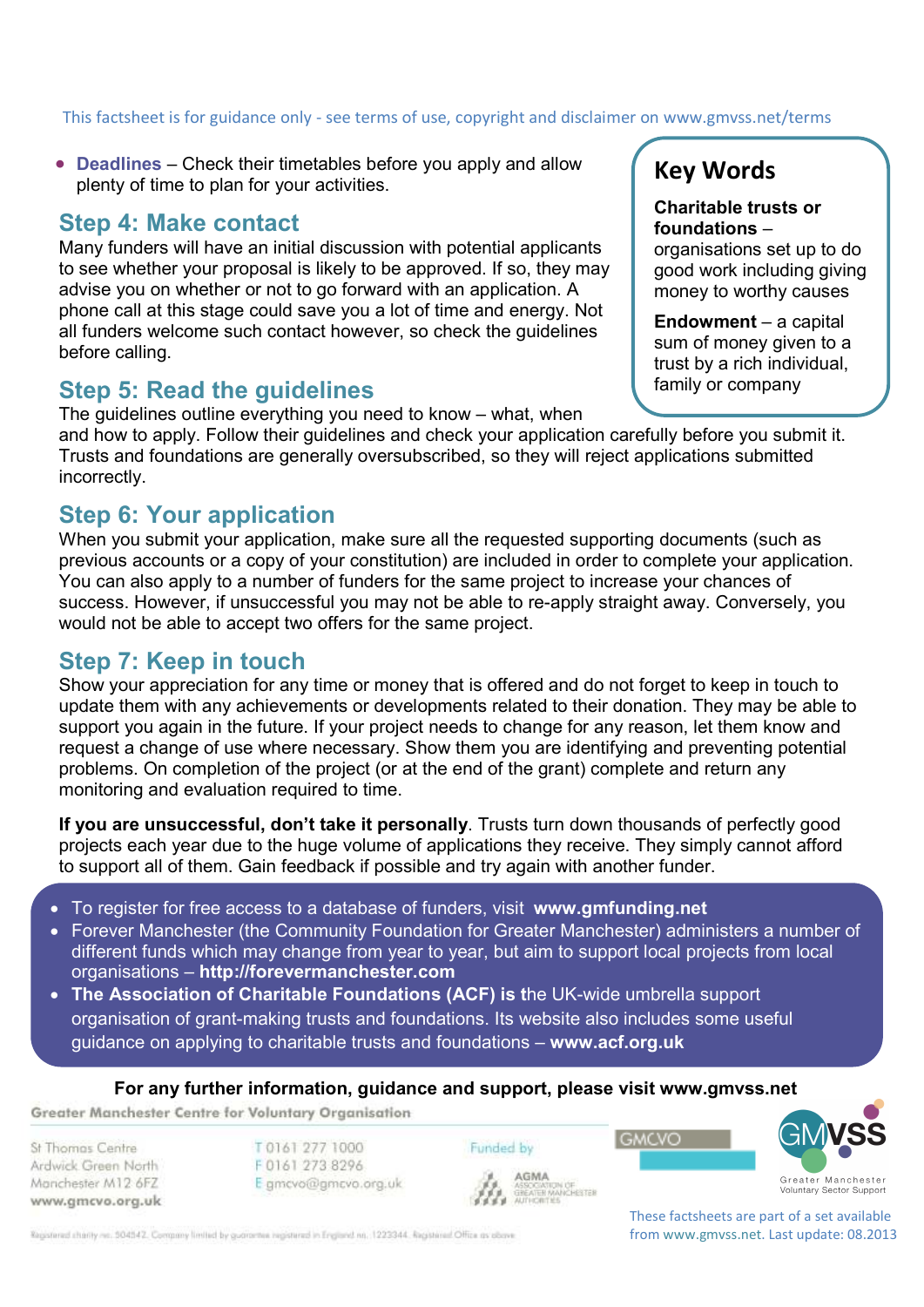This factsheet is for guidance only - see terms of use, copyright and disclaimer on www.gmvss.net/terms

- **Deadlines** – Check their timetables before you apply and allow plenty of time to plan for your activities.

## Step 4: Make contact

Many funders will have an initial discussion with potential applicants to see whether your proposal is likely to be approved. If so, they may advise you on whether or not to go forward with an application. A phone call at this stage could save you a lot of time and energy. Not all funders welcome such contact however, so check the guidelines before calling.

## Step 5: Read the guidelines

The guidelines outline everything you need to know – what, when and how to apply. Follow their guidelines and check your application carefully before you submit it. Trusts and foundations are generally oversubscribed, so they will reject applications submitted incorrectly.

### Key Words

**Charitable trusts or foundations** – organisations set up to do good work including giving money to worthy causes

**Endowment** – a capital sum of money given to a trust by a rich individual, family or company

## Step 6: Your application

When you submit your application, make sure all the requested supporting documents (such as previous accounts or a copy of your constitution) are included in order to complete your application. You can also apply to a number of funders for the same project to increase your chances of success. However, if unsuccessful you may not be able to re-apply straight away. Conversely, you would not be able to accept two offers for the same project.

## Step 7: Keep in touch

Show your appreciation for any time or money that is offered and do not forget to keep in touch to update them with any achievements or developments related to their donation. They may be able to support you again in the future. If your project needs to change for any reason, let them know and request a change of use where necessary. Show them you are identifying and preventing potential problems. On completion of the project (or at the end of the grant) complete and return any monitoring and evaluation required to time.

**If you are unsuccessful, don't take it personally**. Trusts turn down thousands of perfectly good projects each year due to the huge volume of applications they receive. They simply cannot afford to support all of them. Gain feedback if possible and try again with another funder.

- To register for free access to a database of funders, visit **www.gmfunding.net**
- Forever Manchester (the Community Foundation for Greater Manchester) administers a number of different funds which may change from year to year, but aim to support local projects from local organisations – **http://forevermanchester.com**
- **The Association of Charitable Foundations (ACF) is t**he UK-wide umbrella support organisation of grant-making trusts and foundations. Its website also includes some useful guidance on applying to charitable trusts and foundations – **www.acf.org.uk**

**For any further information, guidance and support, please visit www.gmvss.net**

Greater Manchester Centre for Voluntary Organisation

St Thomas Centre
Ardwick Green North
Manchester M12 6FZ
www.gmcvo.org.uk

T 0161 277 1000
F 0161 273 8296
E gmcvo@gmcvo.org.uk

Funded by AGMA Association of Greater Manchester Authorities

GMCVO

GMVSS Greater Manchester Voluntary Sector Support

Registered charity no. 504542. Company limited by guarantee registered in England no. 1223344. Registered Office as above

These factsheets are part of a set available from www.gmvss.net. Last update: 08.2013